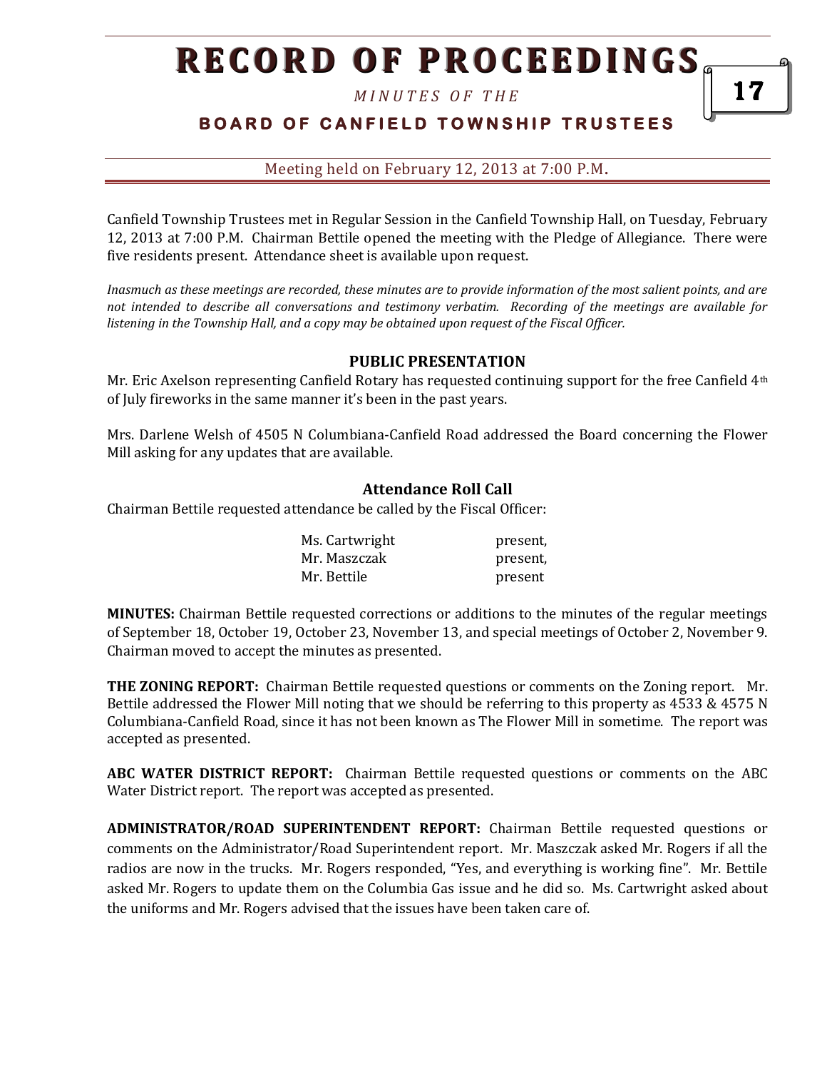# RECORD OF PROCEEDINGS

*MINUTES OF THE*

## BOARD OF CANFIELD TOWNSHIP TRUSTEES

Meeting held on February 12, 2013 at 7:00 P.M.

Canfield Township Trustees met in Regular Session in the Canfield Township Hall, on Tuesday, February 12, 2013 at 7:00 P.M. Chairman Bettile opened the meeting with the Pledge of Allegiance. There were five residents present. Attendance sheet is available upon request.

*Inasmuch as these meetings are recorded, these minutes are to provide information of the most salient points, and are not intended to describe all conversations and testimony verbatim. Recording of the meetings are available for listening in the Township Hall, and a copy may be obtained upon request of the Fiscal Officer.*

### PUBLIC PRESENTATION

Mr. Eric Axelson representing Canfield Rotary has requested continuing support for the free Canfield 4th of July fireworks in the same manner it's been in the past years.

Mrs. Darlene Welsh of 4505 N Columbiana-Canfield Road addressed the Board concerning the Flower Mill asking for any updates that are available.

### Attendance Roll Call

Chairman Bettile requested attendance be called by the Fiscal Officer:

| | |
|---|---|
| Ms. Cartwright | present, |
| Mr. Maszczak | present, |
| Mr. Bettile | present |

**MINUTES:** Chairman Bettile requested corrections or additions to the minutes of the regular meetings of September 18, October 19, October 23, November 13, and special meetings of October 2, November 9. Chairman moved to accept the minutes as presented.

**THE ZONING REPORT:** Chairman Bettile requested questions or comments on the Zoning report. Mr. Bettile addressed the Flower Mill noting that we should be referring to this property as 4533 & 4575 N Columbiana-Canfield Road, since it has not been known as The Flower Mill in sometime. The report was accepted as presented.

**ABC WATER DISTRICT REPORT:** Chairman Bettile requested questions or comments on the ABC Water District report. The report was accepted as presented.

**ADMINISTRATOR/ROAD SUPERINTENDENT REPORT:** Chairman Bettile requested questions or comments on the Administrator/Road Superintendent report. Mr. Maszczak asked Mr. Rogers if all the radios are now in the trucks. Mr. Rogers responded, "Yes, and everything is working fine". Mr. Bettile asked Mr. Rogers to update them on the Columbia Gas issue and he did so. Ms. Cartwright asked about the uniforms and Mr. Rogers advised that the issues have been taken care of.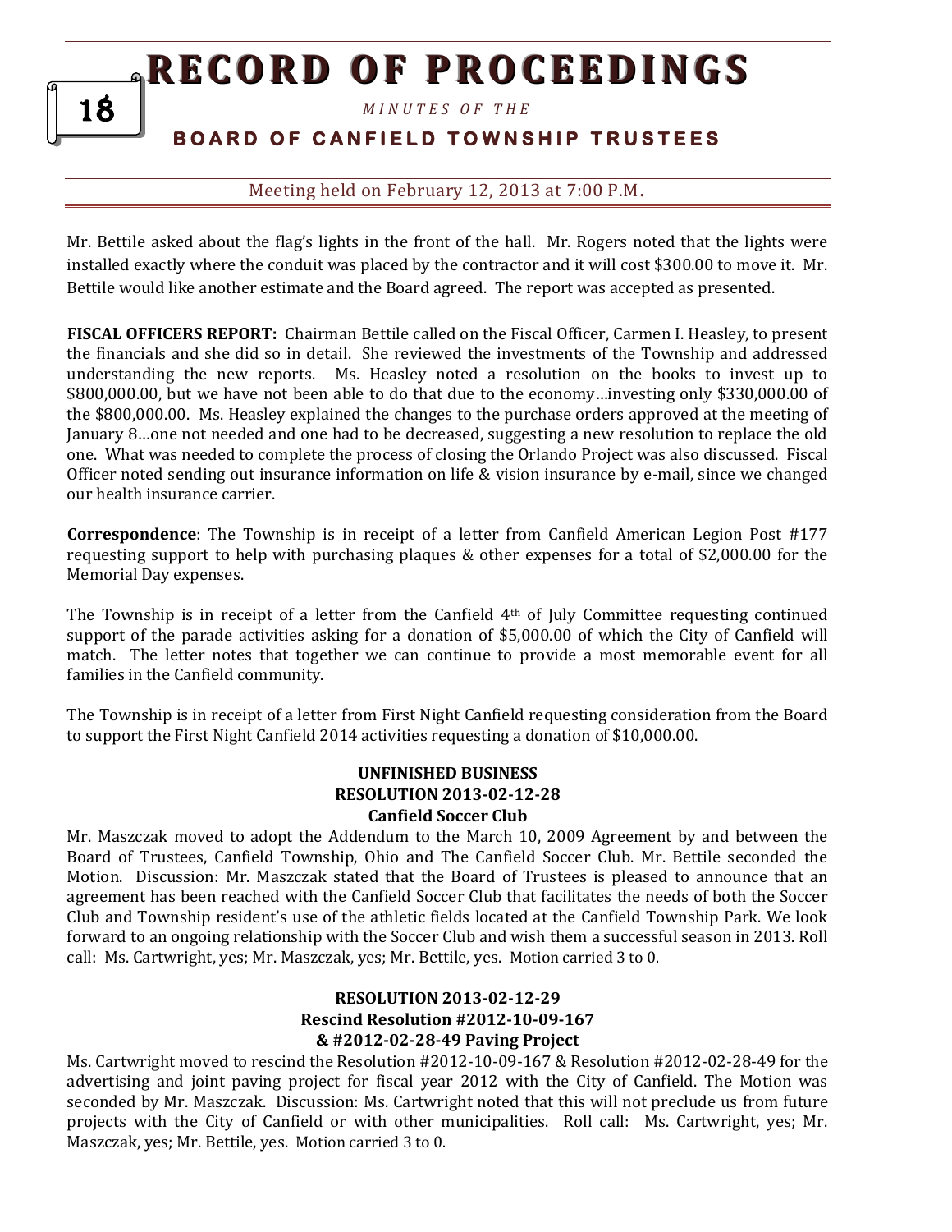Mr. Bettile asked about the flag's lights in the front of the hall. Mr. Rogers noted that the lights were installed exactly where the conduit was placed by the contractor and it will cost $300.00 to move it. Mr. Bettile would like another estimate and the Board agreed. The report was accepted as presented.

**FISCAL OFFICERS REPORT:** Chairman Bettile called on the Fiscal Officer, Carmen I. Heasley, to present the financials and she did so in detail. She reviewed the investments of the Township and addressed understanding the new reports. Ms. Heasley noted a resolution on the books to invest up to $800,000.00, but we have not been able to do that due to the economy…investing only $330,000.00 of the $800,000.00. Ms. Heasley explained the changes to the purchase orders approved at the meeting of January 8…one not needed and one had to be decreased, suggesting a new resolution to replace the old one. What was needed to complete the process of closing the Orlando Project was also discussed. Fiscal Officer noted sending out insurance information on life & vision insurance by e-mail, since we changed our health insurance carrier.

**Correspondence**: The Township is in receipt of a letter from Canfield American Legion Post #177 requesting support to help with purchasing plaques & other expenses for a total of $2,000.00 for the Memorial Day expenses.

The Township is in receipt of a letter from the Canfield 4th of July Committee requesting continued support of the parade activities asking for a donation of $5,000.00 of which the City of Canfield will match. The letter notes that together we can continue to provide a most memorable event for all families in the Canfield community.

The Township is in receipt of a letter from First Night Canfield requesting consideration from the Board to support the First Night Canfield 2014 activities requesting a donation of $10,000.00.

**UNFINISHED BUSINESS**
**RESOLUTION 2013-02-12-28**
**Canfield Soccer Club**

Mr. Maszczak moved to adopt the Addendum to the March 10, 2009 Agreement by and between the Board of Trustees, Canfield Township, Ohio and The Canfield Soccer Club. Mr. Bettile seconded the Motion. Discussion: Mr. Maszczak stated that the Board of Trustees is pleased to announce that an agreement has been reached with the Canfield Soccer Club that facilitates the needs of both the Soccer Club and Township resident's use of the athletic fields located at the Canfield Township Park. We look forward to an ongoing relationship with the Soccer Club and wish them a successful season in 2013. Roll call: Ms. Cartwright, yes; Mr. Maszczak, yes; Mr. Bettile, yes. Motion carried 3 to 0.

**RESOLUTION 2013-02-12-29**
**Rescind Resolution #2012-10-09-167**
**& #2012-02-28-49 Paving Project**

Ms. Cartwright moved to rescind the Resolution #2012-10-09-167 & Resolution #2012-02-28-49 for the advertising and joint paving project for fiscal year 2012 with the City of Canfield. The Motion was seconded by Mr. Maszczak. Discussion: Ms. Cartwright noted that this will not preclude us from future projects with the City of Canfield or with other municipalities. Roll call: Ms. Cartwright, yes; Mr. Maszczak, yes; Mr. Bettile, yes. Motion carried 3 to 0.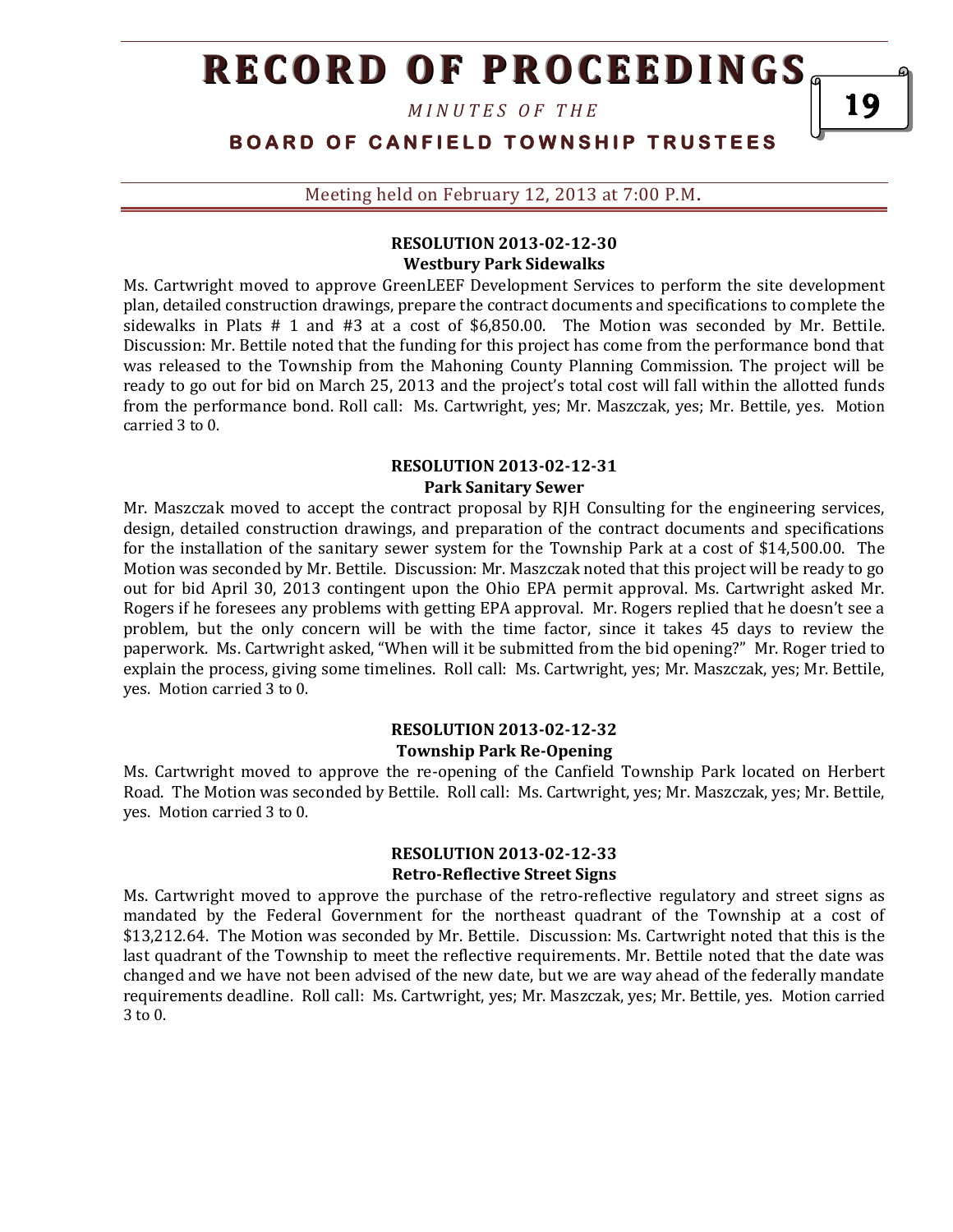### RESOLUTION 2013-02-12-30
### Westbury Park Sidewalks

Ms. Cartwright moved to approve GreenLEEF Development Services to perform the site development plan, detailed construction drawings, prepare the contract documents and specifications to complete the sidewalks in Plats # 1 and #3 at a cost of $6,850.00. The Motion was seconded by Mr. Bettile. Discussion: Mr. Bettile noted that the funding for this project has come from the performance bond that was released to the Township from the Mahoning County Planning Commission. The project will be ready to go out for bid on March 25, 2013 and the project's total cost will fall within the allotted funds from the performance bond. Roll call: Ms. Cartwright, yes; Mr. Maszczak, yes; Mr. Bettile, yes. Motion carried 3 to 0.

### RESOLUTION 2013-02-12-31
### Park Sanitary Sewer

Mr. Maszczak moved to accept the contract proposal by RJH Consulting for the engineering services, design, detailed construction drawings, and preparation of the contract documents and specifications for the installation of the sanitary sewer system for the Township Park at a cost of $14,500.00. The Motion was seconded by Mr. Bettile. Discussion: Mr. Maszczak noted that this project will be ready to go out for bid April 30, 2013 contingent upon the Ohio EPA permit approval. Ms. Cartwright asked Mr. Rogers if he foresees any problems with getting EPA approval. Mr. Rogers replied that he doesn't see a problem, but the only concern will be with the time factor, since it takes 45 days to review the paperwork. Ms. Cartwright asked, "When will it be submitted from the bid opening?" Mr. Roger tried to explain the process, giving some timelines. Roll call: Ms. Cartwright, yes; Mr. Maszczak, yes; Mr. Bettile, yes. Motion carried 3 to 0.

### RESOLUTION 2013-02-12-32
### Township Park Re-Opening

Ms. Cartwright moved to approve the re-opening of the Canfield Township Park located on Herbert Road. The Motion was seconded by Bettile. Roll call: Ms. Cartwright, yes; Mr. Maszczak, yes; Mr. Bettile, yes. Motion carried 3 to 0.

### RESOLUTION 2013-02-12-33
### Retro-Reflective Street Signs

Ms. Cartwright moved to approve the purchase of the retro-reflective regulatory and street signs as mandated by the Federal Government for the northeast quadrant of the Township at a cost of $13,212.64. The Motion was seconded by Mr. Bettile. Discussion: Ms. Cartwright noted that this is the last quadrant of the Township to meet the reflective requirements. Mr. Bettile noted that the date was changed and we have not been advised of the new date, but we are way ahead of the federally mandate requirements deadline. Roll call: Ms. Cartwright, yes; Mr. Maszczak, yes; Mr. Bettile, yes. Motion carried 3 to 0.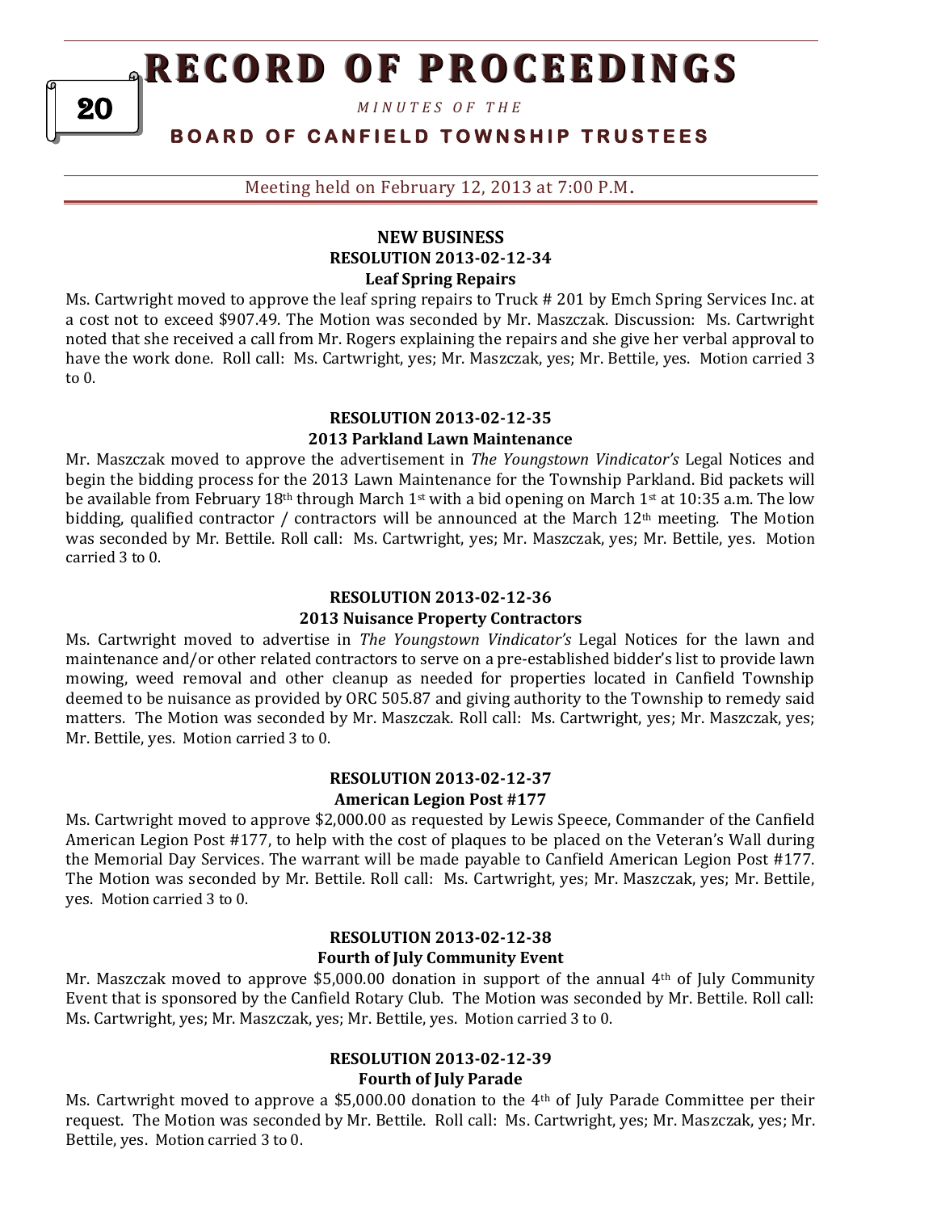Meeting held on February 12, 2013 at 7:00 P.M.

## NEW BUSINESS

### RESOLUTION 2013-02-12-34
### Leaf Spring Repairs

Ms. Cartwright moved to approve the leaf spring repairs to Truck # 201 by Emch Spring Services Inc. at a cost not to exceed $907.49. The Motion was seconded by Mr. Maszczak. Discussion: Ms. Cartwright noted that she received a call from Mr. Rogers explaining the repairs and she give her verbal approval to have the work done. Roll call: Ms. Cartwright, yes; Mr. Maszczak, yes; Mr. Bettile, yes. Motion carried 3 to 0.

### RESOLUTION 2013-02-12-35
### 2013 Parkland Lawn Maintenance

Mr. Maszczak moved to approve the advertisement in *The Youngstown Vindicator's* Legal Notices and begin the bidding process for the 2013 Lawn Maintenance for the Township Parkland. Bid packets will be available from February 18th through March 1st with a bid opening on March 1st at 10:35 a.m. The low bidding, qualified contractor / contractors will be announced at the March 12th meeting. The Motion was seconded by Mr. Bettile. Roll call: Ms. Cartwright, yes; Mr. Maszczak, yes; Mr. Bettile, yes. Motion carried 3 to 0.

### RESOLUTION 2013-02-12-36
### 2013 Nuisance Property Contractors

Ms. Cartwright moved to advertise in *The Youngstown Vindicator's* Legal Notices for the lawn and maintenance and/or other related contractors to serve on a pre-established bidder's list to provide lawn mowing, weed removal and other cleanup as needed for properties located in Canfield Township deemed to be nuisance as provided by ORC 505.87 and giving authority to the Township to remedy said matters. The Motion was seconded by Mr. Maszczak. Roll call: Ms. Cartwright, yes; Mr. Maszczak, yes; Mr. Bettile, yes. Motion carried 3 to 0.

### RESOLUTION 2013-02-12-37
### American Legion Post #177

Ms. Cartwright moved to approve $2,000.00 as requested by Lewis Speece, Commander of the Canfield American Legion Post #177, to help with the cost of plaques to be placed on the Veteran's Wall during the Memorial Day Services. The warrant will be made payable to Canfield American Legion Post #177. The Motion was seconded by Mr. Bettile. Roll call: Ms. Cartwright, yes; Mr. Maszczak, yes; Mr. Bettile, yes. Motion carried 3 to 0.

### RESOLUTION 2013-02-12-38
### Fourth of July Community Event

Mr. Maszczak moved to approve $5,000.00 donation in support of the annual 4th of July Community Event that is sponsored by the Canfield Rotary Club. The Motion was seconded by Mr. Bettile. Roll call: Ms. Cartwright, yes; Mr. Maszczak, yes; Mr. Bettile, yes. Motion carried 3 to 0.

### RESOLUTION 2013-02-12-39
### Fourth of July Parade

Ms. Cartwright moved to approve a $5,000.00 donation to the 4th of July Parade Committee per their request. The Motion was seconded by Mr. Bettile. Roll call: Ms. Cartwright, yes; Mr. Maszczak, yes; Mr. Bettile, yes. Motion carried 3 to 0.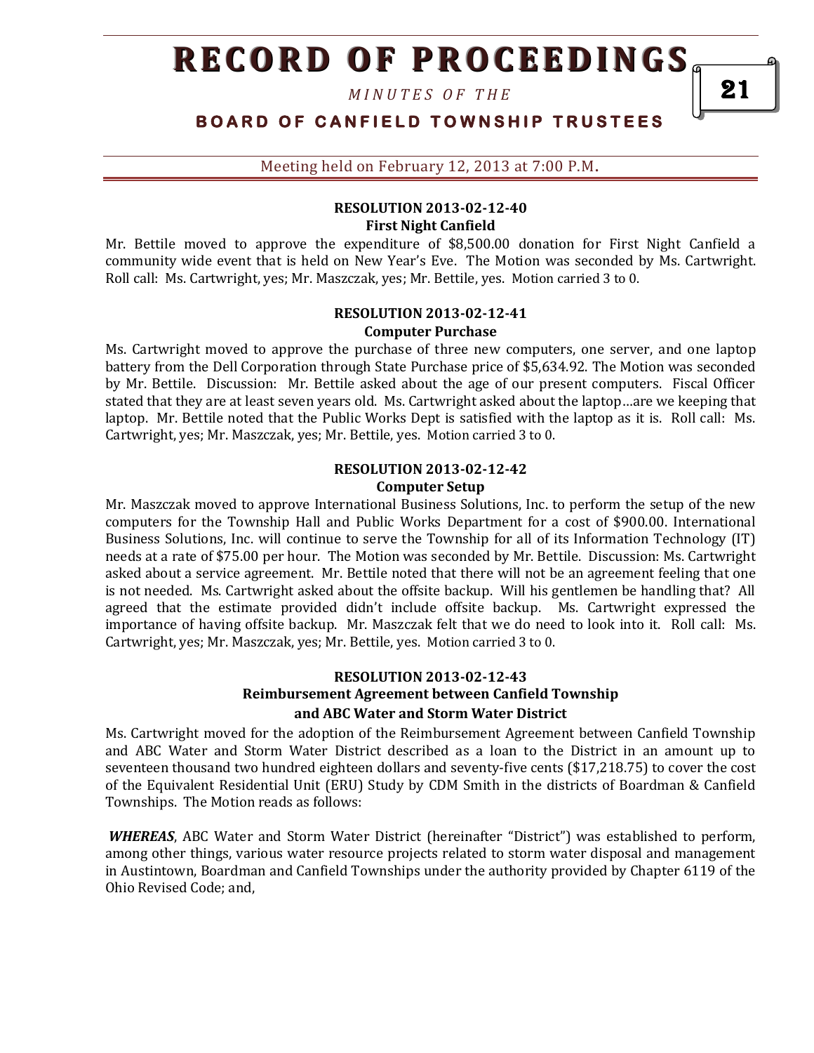#### RESOLUTION 2013-02-12-40
#### First Night Canfield

Mr. Bettile moved to approve the expenditure of $8,500.00 donation for First Night Canfield a community wide event that is held on New Year's Eve. The Motion was seconded by Ms. Cartwright. Roll call: Ms. Cartwright, yes; Mr. Maszczak, yes; Mr. Bettile, yes. Motion carried 3 to 0.

#### RESOLUTION 2013-02-12-41
#### Computer Purchase

Ms. Cartwright moved to approve the purchase of three new computers, one server, and one laptop battery from the Dell Corporation through State Purchase price of $5,634.92. The Motion was seconded by Mr. Bettile. Discussion: Mr. Bettile asked about the age of our present computers. Fiscal Officer stated that they are at least seven years old. Ms. Cartwright asked about the laptop…are we keeping that laptop. Mr. Bettile noted that the Public Works Dept is satisfied with the laptop as it is. Roll call: Ms. Cartwright, yes; Mr. Maszczak, yes; Mr. Bettile, yes. Motion carried 3 to 0.

#### RESOLUTION 2013-02-12-42
#### Computer Setup

Mr. Maszczak moved to approve International Business Solutions, Inc. to perform the setup of the new computers for the Township Hall and Public Works Department for a cost of $900.00. International Business Solutions, Inc. will continue to serve the Township for all of its Information Technology (IT) needs at a rate of $75.00 per hour. The Motion was seconded by Mr. Bettile. Discussion: Ms. Cartwright asked about a service agreement. Mr. Bettile noted that there will not be an agreement feeling that one is not needed. Ms. Cartwright asked about the offsite backup. Will his gentlemen be handling that? All agreed that the estimate provided didn't include offsite backup. Ms. Cartwright expressed the importance of having offsite backup. Mr. Maszczak felt that we do need to look into it. Roll call: Ms. Cartwright, yes; Mr. Maszczak, yes; Mr. Bettile, yes. Motion carried 3 to 0.

#### RESOLUTION 2013-02-12-43
#### Reimbursement Agreement between Canfield Township and ABC Water and Storm Water District

Ms. Cartwright moved for the adoption of the Reimbursement Agreement between Canfield Township and ABC Water and Storm Water District described as a loan to the District in an amount up to seventeen thousand two hundred eighteen dollars and seventy-five cents ($17,218.75) to cover the cost of the Equivalent Residential Unit (ERU) Study by CDM Smith in the districts of Boardman & Canfield Townships. The Motion reads as follows:

***WHEREAS***, ABC Water and Storm Water District (hereinafter "District") was established to perform, among other things, various water resource projects related to storm water disposal and management in Austintown, Boardman and Canfield Townships under the authority provided by Chapter 6119 of the Ohio Revised Code; and,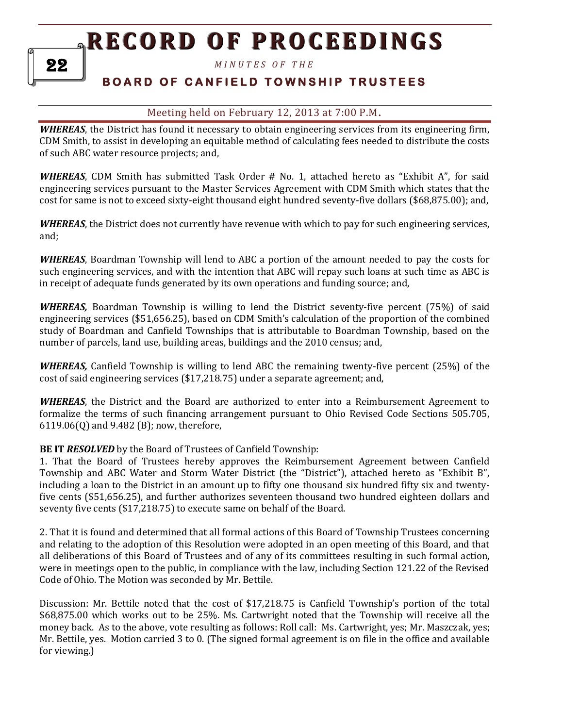*WHEREAS*, the District has found it necessary to obtain engineering services from its engineering firm, CDM Smith, to assist in developing an equitable method of calculating fees needed to distribute the costs of such ABC water resource projects; and,

*WHEREAS*, CDM Smith has submitted Task Order # No. 1, attached hereto as "Exhibit A", for said engineering services pursuant to the Master Services Agreement with CDM Smith which states that the cost for same is not to exceed sixty-eight thousand eight hundred seventy-five dollars ($68,875.00); and,

*WHEREAS*, the District does not currently have revenue with which to pay for such engineering services, and;

*WHEREAS*, Boardman Township will lend to ABC a portion of the amount needed to pay the costs for such engineering services, and with the intention that ABC will repay such loans at such time as ABC is in receipt of adequate funds generated by its own operations and funding source; and,

*WHEREAS,* Boardman Township is willing to lend the District seventy-five percent (75%) of said engineering services ($51,656.25), based on CDM Smith's calculation of the proportion of the combined study of Boardman and Canfield Townships that is attributable to Boardman Township, based on the number of parcels, land use, building areas, buildings and the 2010 census; and,

*WHEREAS,* Canfield Township is willing to lend ABC the remaining twenty-five percent (25%) of the cost of said engineering services ($17,218.75) under a separate agreement; and,

*WHEREAS*, the District and the Board are authorized to enter into a Reimbursement Agreement to formalize the terms of such financing arrangement pursuant to Ohio Revised Code Sections 505.705, 6119.06(Q) and 9.482 (B); now, therefore,

**BE IT *RESOLVED*** by the Board of Trustees of Canfield Township:

1. That the Board of Trustees hereby approves the Reimbursement Agreement between Canfield Township and ABC Water and Storm Water District (the "District"), attached hereto as "Exhibit B", including a loan to the District in an amount up to fifty one thousand six hundred fifty six and twenty-five cents ($51,656.25), and further authorizes seventeen thousand two hundred eighteen dollars and seventy five cents ($17,218.75) to execute same on behalf of the Board.

2. That it is found and determined that all formal actions of this Board of Township Trustees concerning and relating to the adoption of this Resolution were adopted in an open meeting of this Board, and that all deliberations of this Board of Trustees and of any of its committees resulting in such formal action, were in meetings open to the public, in compliance with the law, including Section 121.22 of the Revised Code of Ohio. The Motion was seconded by Mr. Bettile.

Discussion: Mr. Bettile noted that the cost of $17,218.75 is Canfield Township's portion of the total $68,875.00 which works out to be 25%. Ms. Cartwright noted that the Township will receive all the money back. As to the above, vote resulting as follows: Roll call: Ms. Cartwright, yes; Mr. Maszczak, yes; Mr. Bettile, yes. Motion carried 3 to 0. (The signed formal agreement is on file in the office and available for viewing.)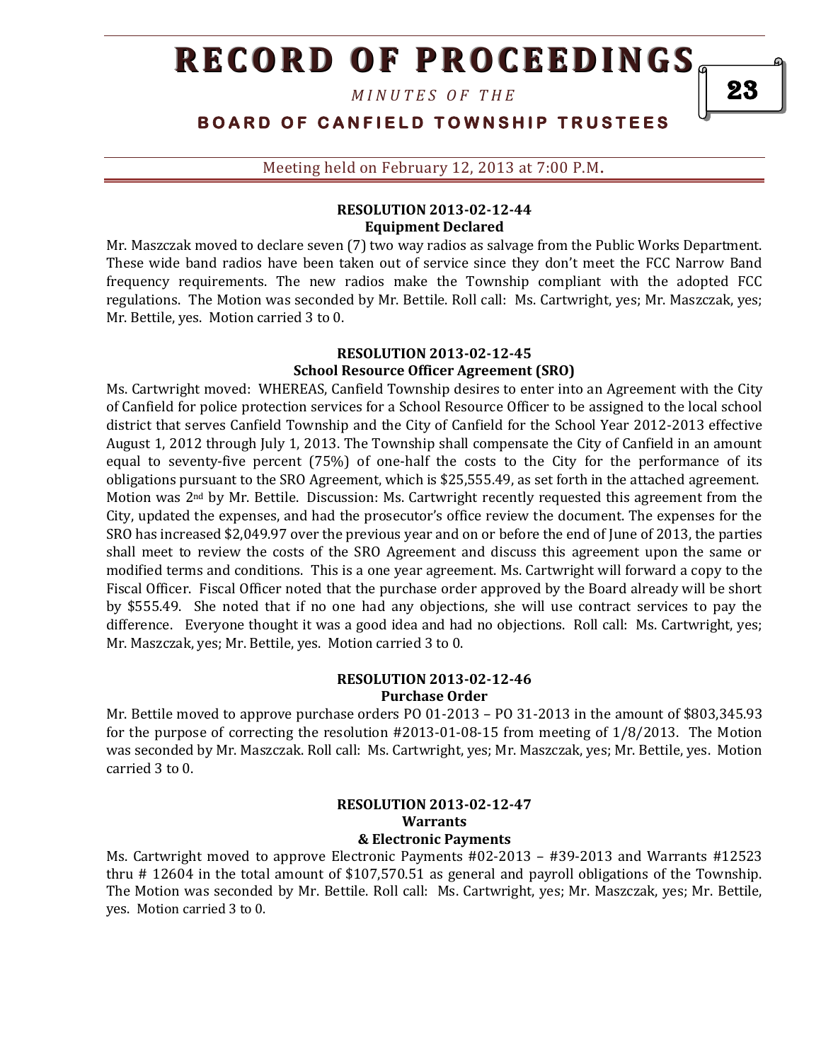Meeting held on February 12, 2013 at 7:00 P.M.

**RESOLUTION 2013-02-12-44**
**Equipment Declared**

Mr. Maszczak moved to declare seven (7) two way radios as salvage from the Public Works Department. These wide band radios have been taken out of service since they don't meet the FCC Narrow Band frequency requirements. The new radios make the Township compliant with the adopted FCC regulations. The Motion was seconded by Mr. Bettile. Roll call: Ms. Cartwright, yes; Mr. Maszczak, yes; Mr. Bettile, yes. Motion carried 3 to 0.

**RESOLUTION 2013-02-12-45**
**School Resource Officer Agreement (SRO)**

Ms. Cartwright moved: WHEREAS, Canfield Township desires to enter into an Agreement with the City of Canfield for police protection services for a School Resource Officer to be assigned to the local school district that serves Canfield Township and the City of Canfield for the School Year 2012-2013 effective August 1, 2012 through July 1, 2013. The Township shall compensate the City of Canfield in an amount equal to seventy-five percent (75%) of one-half the costs to the City for the performance of its obligations pursuant to the SRO Agreement, which is $25,555.49, as set forth in the attached agreement. Motion was 2nd by Mr. Bettile. Discussion: Ms. Cartwright recently requested this agreement from the City, updated the expenses, and had the prosecutor's office review the document. The expenses for the SRO has increased $2,049.97 over the previous year and on or before the end of June of 2013, the parties shall meet to review the costs of the SRO Agreement and discuss this agreement upon the same or modified terms and conditions. This is a one year agreement. Ms. Cartwright will forward a copy to the Fiscal Officer. Fiscal Officer noted that the purchase order approved by the Board already will be short by $555.49. She noted that if no one had any objections, she will use contract services to pay the difference. Everyone thought it was a good idea and had no objections. Roll call: Ms. Cartwright, yes; Mr. Maszczak, yes; Mr. Bettile, yes. Motion carried 3 to 0.

**RESOLUTION 2013-02-12-46**
**Purchase Order**

Mr. Bettile moved to approve purchase orders PO 01-2013 – PO 31-2013 in the amount of $803,345.93 for the purpose of correcting the resolution #2013-01-08-15 from meeting of 1/8/2013. The Motion was seconded by Mr. Maszczak. Roll call: Ms. Cartwright, yes; Mr. Maszczak, yes; Mr. Bettile, yes. Motion carried 3 to 0.

**RESOLUTION 2013-02-12-47**
**Warrants**
**& Electronic Payments**

Ms. Cartwright moved to approve Electronic Payments #02-2013 – #39-2013 and Warrants #12523 thru # 12604 in the total amount of $107,570.51 as general and payroll obligations of the Township. The Motion was seconded by Mr. Bettile. Roll call: Ms. Cartwright, yes; Mr. Maszczak, yes; Mr. Bettile, yes. Motion carried 3 to 0.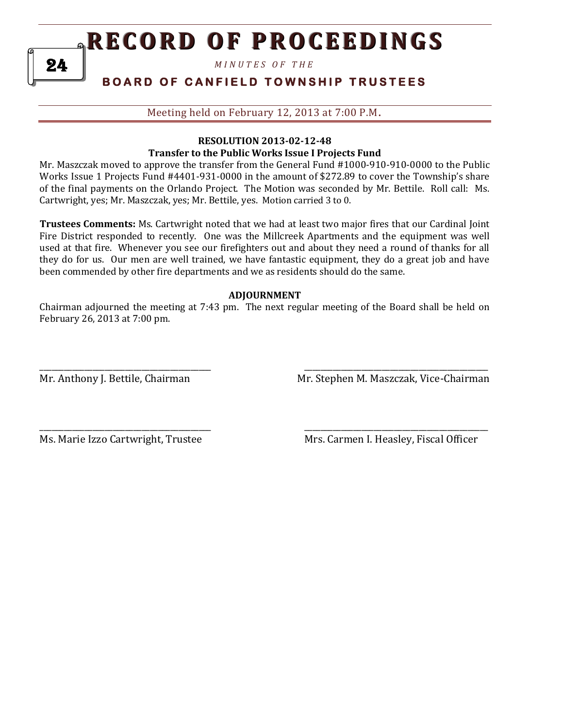**RESOLUTION 2013-02-12-48**
**Transfer to the Public Works Issue I Projects Fund**

Mr. Maszczak moved to approve the transfer from the General Fund #1000-910-910-0000 to the Public Works Issue 1 Projects Fund #4401-931-0000 in the amount of $272.89 to cover the Township's share of the final payments on the Orlando Project. The Motion was seconded by Mr. Bettile. Roll call: Ms. Cartwright, yes; Mr. Maszczak, yes; Mr. Bettile, yes. Motion carried 3 to 0.

**Trustees Comments:** Ms. Cartwright noted that we had at least two major fires that our Cardinal Joint Fire District responded to recently. One was the Millcreek Apartments and the equipment was well used at that fire. Whenever you see our firefighters out and about they need a round of thanks for all they do for us. Our men are well trained, we have fantastic equipment, they do a great job and have been commended by other fire departments and we as residents should do the same.

**ADJOURNMENT**

Chairman adjourned the meeting at 7:43 pm. The next regular meeting of the Board shall be held on February 26, 2013 at 7:00 pm.

\_\_\_\_\_\_\_\_\_\_\_\_\_\_\_\_\_\_\_\_\_\_\_\_\_\_\_\_\_\_\_\_\_\_\_\_\_\_\_\_
Mr. Anthony J. Bettile, Chairman

\_\_\_\_\_\_\_\_\_\_\_\_\_\_\_\_\_\_\_\_\_\_\_\_\_\_\_\_\_\_\_\_\_\_\_\_\_\_\_\_
Mr. Stephen M. Maszczak, Vice-Chairman

\_\_\_\_\_\_\_\_\_\_\_\_\_\_\_\_\_\_\_\_\_\_\_\_\_\_\_\_\_\_\_\_\_\_\_\_\_\_\_\_
Ms. Marie Izzo Cartwright, Trustee

\_\_\_\_\_\_\_\_\_\_\_\_\_\_\_\_\_\_\_\_\_\_\_\_\_\_\_\_\_\_\_\_\_\_\_\_\_\_\_\_
Mrs. Carmen I. Heasley, Fiscal Officer